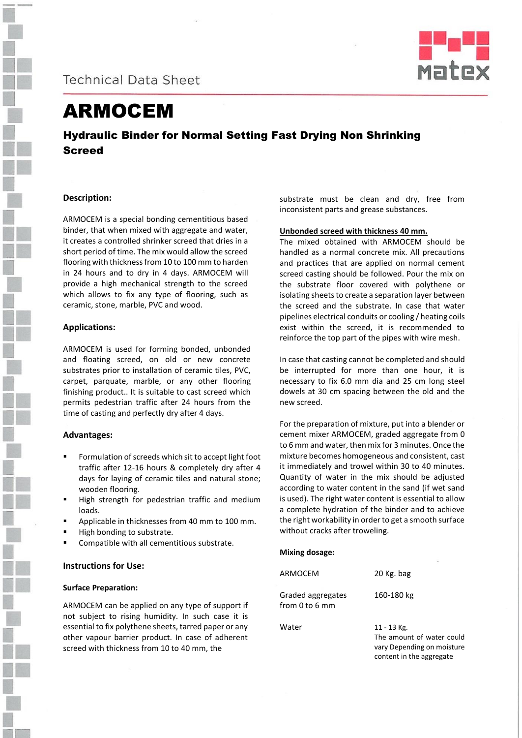Technical Data Sheet

# ARMOCEM

## Hydraulic Binder for Normal Setting Fast Drying Non Shrinking Screed

### Description:

ARMOCEM is a special bonding cementitious based binder, that when mixed with aggregate and water, it creates a controlled shrinker screed that dries in a short period of time. The mix would allow the screed flooring with thickness from 10 to 100 mm to harden in 24 hours and to dry in 4 days. ARMOCEM will provide a high mechanical strength to the screed which allows to fix any type of flooring, such as ceramic, stone, marble, PVC and wood.

### Applications:

ARMOCEM is used for forming bonded, unbonded and floating screed, on old or new concrete substrates prior to installation of ceramic tiles, PVC, carpet, parquate, marble, or any other flooring finishing product.. It is suitable to cast screed which permits pedestrian traffic after 24 hours from the time of casting and perfectly dry after 4 days.

### Advantages:

- Formulation of screeds which sit to accept light foot traffic after 12-16 hours & completely dry after 4 days for laying of ceramic tiles and natural stone; wooden flooring.
- High strength for pedestrian traffic and medium loads.
- Applicable in thicknesses from 40 mm to 100 mm.
- High bonding to substrate.
- Compatible with all cementitious substrate.

### Instructions for Use:

#### Surface Preparation:

ARMOCEM can be applied on any type of support if not subject to rising humidity. In such case it is essential to fix polythene sheets, tarred paper or any other vapour barrier product. In case of adherent screed with thickness from 10 to 40 mm, the substrate must be clean and dry, free from inconsistent parts and grease substances.

**Unbonded screed with thickness 40 mm.**

The mixed obtained with ARMOCEM should be handled as a normal concrete mix. All precautions and practices that are applied on normal cement screed casting should be followed. Pour the mix on the substrate floor covered with polythene or isolating sheets to create a separation layer between the screed and the substrate. In case that water pipelines electrical conduits or cooling / heating coils exist within the screed, it is recommended to reinforce the top part of the pipes with wire mesh.

In case that casting cannot be completed and should be interrupted for more than one hour, it is necessary to fix 6.0 mm dia and 25 cm long steel dowels at 30 cm spacing between the old and the new screed.

For the preparation of mixture, put into a blender or cement mixer ARMOCEM, graded aggregate from 0 to 6 mm and water, then mix for 3 minutes. Once the mixture becomes homogeneous and consistent, cast it immediately and trowel within 30 to 40 minutes. Quantity of water in the mix should be adjusted according to water content in the sand (if wet sand is used). The right water content is essential to allow a complete hydration of the binder and to achieve the right workability in order to get a smooth surface without cracks after troweling.

**Mixing dosage:**

| | |
|---|---|
| ARMOCEM | 20 Kg. bag |
| Graded aggregates from 0 to 6 mm | 160-180 kg |
| Water | 11 - 13 Kg. The amount of water could vary Depending on moisture content in the aggregate |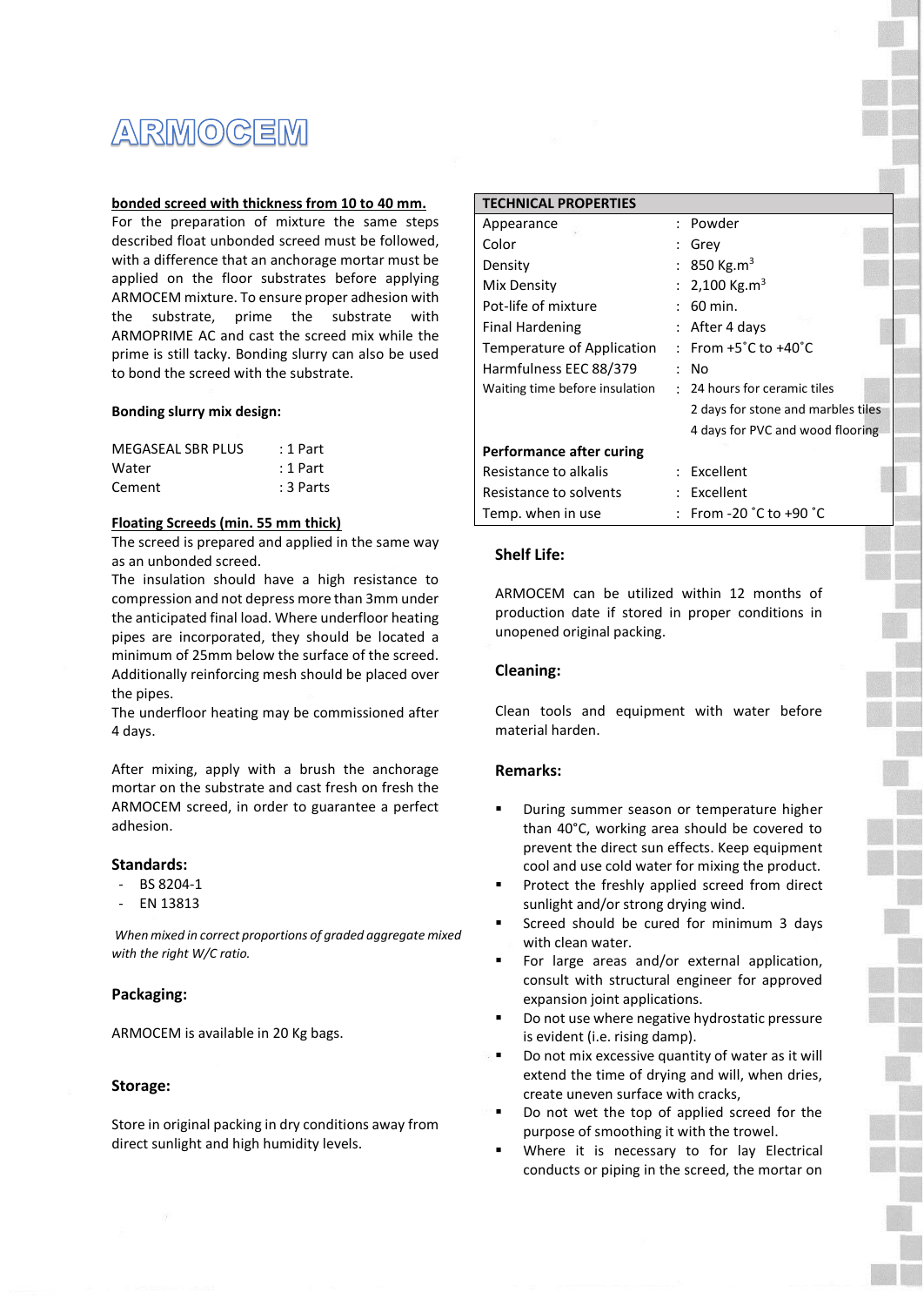# ARMOCEM

**bonded screed with thickness from 10 to 40 mm.**
For the preparation of mixture the same steps described float unbonded screed must be followed, with a difference that an anchorage mortar must be applied on the floor substrates before applying ARMOCEM mixture. To ensure proper adhesion with the substrate, prime the substrate with ARMOPRIME AC and cast the screed mix while the prime is still tacky. Bonding slurry can also be used to bond the screed with the substrate.

**Bonding slurry mix design:**

| | |
|---|---|
| MEGASEAL SBR PLUS | : 1 Part |
| Water | : 1 Part |
| Cement | : 3 Parts |

**Floating Screeds (min. 55 mm thick)**
The screed is prepared and applied in the same way as an unbonded screed.
The insulation should have a high resistance to compression and not depress more than 3mm under the anticipated final load. Where underfloor heating pipes are incorporated, they should be located a minimum of 25mm below the surface of the screed. Additionally reinforcing mesh should be placed over the pipes.
The underfloor heating may be commissioned after 4 days.

After mixing, apply with a brush the anchorage mortar on the substrate and cast fresh on fresh the ARMOCEM screed, in order to guarantee a perfect adhesion.

## Standards:

- BS 8204-1
- EN 13813

*When mixed in correct proportions of graded aggregate mixed with the right W/C ratio.*

## Packaging:

ARMOCEM is available in 20 Kg bags.

## Storage:

Store in original packing in dry conditions away from direct sunlight and high humidity levels.

| TECHNICAL PROPERTIES | | |
|---|---|---|
| Appearance | : | Powder |
| Color | : | Grey |
| Density | : | 850 Kg.m$^3$ |
| Mix Density | : | 2,100 Kg.m$^3$ |
| Pot-life of mixture | : | 60 min. |
| Final Hardening | : | After 4 days |
| Temperature of Application | : | From +5˚C to +40˚C |
| Harmfulness EEC 88/379 | : | No |
| Waiting time before insulation | : | 24 hours for ceramic tiles<br>2 days for stone and marbles tiles<br>4 days for PVC and wood flooring |
| **Performance after curing** | | |
| Resistance to alkalis | : | Excellent |
| Resistance to solvents | : | Excellent |
| Temp. when in use | : | From -20 ˚C to +90 ˚C |

## Shelf Life:

ARMOCEM can be utilized within 12 months of production date if stored in proper conditions in unopened original packing.

## Cleaning:

Clean tools and equipment with water before material harden.

## Remarks:

- During summer season or temperature higher than 40°C, working area should be covered to prevent the direct sun effects. Keep equipment cool and use cold water for mixing the product.
- Protect the freshly applied screed from direct sunlight and/or strong drying wind.
- Screed should be cured for minimum 3 days with clean water.
- For large areas and/or external application, consult with structural engineer for approved expansion joint applications.
- Do not use where negative hydrostatic pressure is evident (i.e. rising damp).
- Do not mix excessive quantity of water as it will extend the time of drying and will, when dries, create uneven surface with cracks,
- Do not wet the top of applied screed for the purpose of smoothing it with the trowel.
- Where it is necessary to for lay Electrical conducts or piping in the screed, the mortar on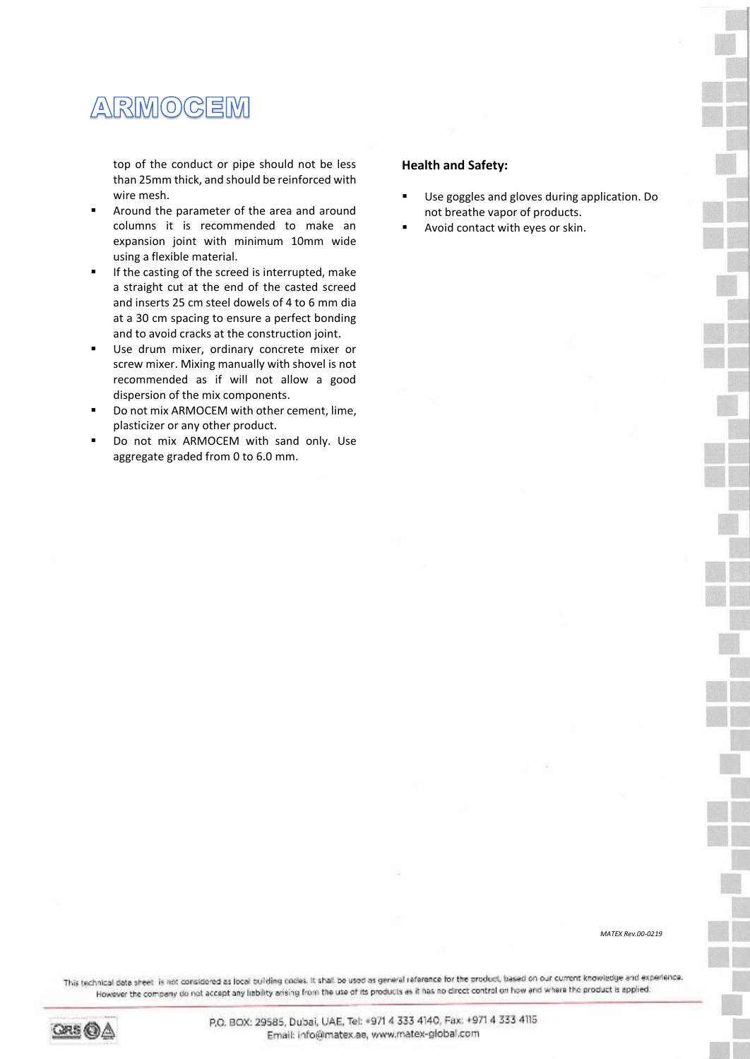# ARMOCEM

top of the conduct or pipe should not be less than 25mm thick, and should be reinforced with wire mesh.

- Around the parameter of the area and around columns it is recommended to make an expansion joint with minimum 10mm wide using a flexible material.
- If the casting of the screed is interrupted, make a straight cut at the end of the casted screed and inserts 25 cm steel dowels of 4 to 6 mm dia at a 30 cm spacing to ensure a perfect bonding and to avoid cracks at the construction joint.
- Use drum mixer, ordinary concrete mixer or screw mixer. Mixing manually with shovel is not recommended as if will not allow a good dispersion of the mix components.
- Do not mix ARMOCEM with other cement, lime, plasticizer or any other product.
- Do not mix ARMOCEM with sand only. Use aggregate graded from 0 to 6.0 mm.

**Health and Safety:**

- Use goggles and gloves during application. Do not breathe vapor of products.
- Avoid contact with eyes or skin.

*MATEX Rev.00-0219*

This technical data sheet is not considered as local building codes. It shall be used as general reference for the product, based on our current knowledge and experience. However the company do not accept any liability arising from the use of its products as it has no direct control on how and where the product is applied.

P.O. BOX: 29585, Dubai, UAE, Tel: +971 4 333 4140, Fax: +971 4 333 4115
Email: info@matex.ae, www.matex-global.com